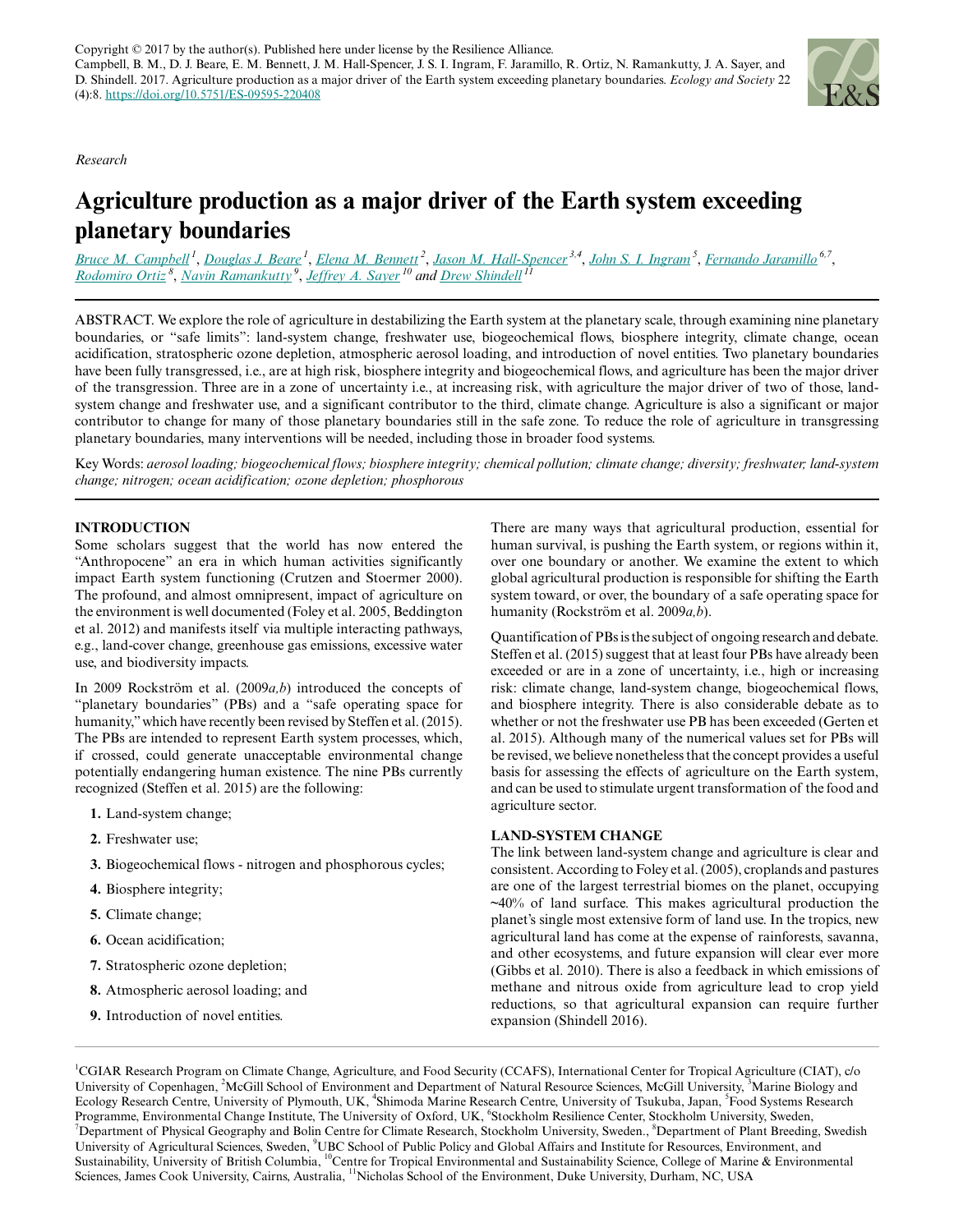Copyright © 2017 by the author(s). Published here under license by the Resilience Alliance.
Campbell, B. M., D. J. Beare, E. M. Bennett, J. M. Hall-Spencer, J. S. I. Ingram, F. Jaramillo, R. Ortiz, N. Ramankutty, J. A. Sayer, and D. Shindell. 2017. Agriculture production as a major driver of the Earth system exceeding planetary boundaries. *Ecology and Society* 22 (4):8. https://doi.org/10.5751/ES-09595-220408

*Research*

# Agriculture production as a major driver of the Earth system exceeding planetary boundaries

Bruce M. Campbell[1], Douglas J. Beare[1], Elena M. Bennett[2], Jason M. Hall-Spencer[3,4], John S. I. Ingram[5], Fernando Jaramillo[6,7], Rodomiro Ortiz[8], Navin Ramankutty[9], Jeffrey A. Sayer[10] and Drew Shindell[11]

ABSTRACT. We explore the role of agriculture in destabilizing the Earth system at the planetary scale, through examining nine planetary boundaries, or "safe limits": land-system change, freshwater use, biogeochemical flows, biosphere integrity, climate change, ocean acidification, stratospheric ozone depletion, atmospheric aerosol loading, and introduction of novel entities. Two planetary boundaries have been fully transgressed, i.e., are at high risk, biosphere integrity and biogeochemical flows, and agriculture has been the major driver of the transgression. Three are in a zone of uncertainty i.e., at increasing risk, with agriculture the major driver of two of those, land-system change and freshwater use, and a significant contributor to the third, climate change. Agriculture is also a significant or major contributor to change for many of those planetary boundaries still in the safe zone. To reduce the role of agriculture in transgressing planetary boundaries, many interventions will be needed, including those in broader food systems.

Key Words: *aerosol loading; biogeochemical flows; biosphere integrity; chemical pollution; climate change; diversity; freshwater; land-system change; nitrogen; ocean acidification; ozone depletion; phosphorous*

## INTRODUCTION

Some scholars suggest that the world has now entered the "Anthropocene" an era in which human activities significantly impact Earth system functioning (Crutzen and Stoermer 2000). The profound, and almost omnipresent, impact of agriculture on the environment is well documented (Foley et al. 2005, Beddington et al. 2012) and manifests itself via multiple interacting pathways, e.g., land-cover change, greenhouse gas emissions, excessive water use, and biodiversity impacts.

In 2009 Rockström et al. (2009*a,b*) introduced the concepts of "planetary boundaries" (PBs) and a "safe operating space for humanity," which have recently been revised by Steffen et al. (2015). The PBs are intended to represent Earth system processes, which, if crossed, could generate unacceptable environmental change potentially endangering human existence. The nine PBs currently recognized (Steffen et al. 2015) are the following:

1. Land-system change;
2. Freshwater use;
3. Biogeochemical flows - nitrogen and phosphorous cycles;
4. Biosphere integrity;
5. Climate change;
6. Ocean acidification;
7. Stratospheric ozone depletion;
8. Atmospheric aerosol loading; and
9. Introduction of novel entities.

There are many ways that agricultural production, essential for human survival, is pushing the Earth system, or regions within it, over one boundary or another. We examine the extent to which global agricultural production is responsible for shifting the Earth system toward, or over, the boundary of a safe operating space for humanity (Rockström et al. 2009*a,b*).

Quantification of PBs is the subject of ongoing research and debate. Steffen et al. (2015) suggest that at least four PBs have already been exceeded or are in a zone of uncertainty, i.e., high or increasing risk: climate change, land-system change, biogeochemical flows, and biosphere integrity. There is also considerable debate as to whether or not the freshwater use PB has been exceeded (Gerten et al. 2015). Although many of the numerical values set for PBs will be revised, we believe nonetheless that the concept provides a useful basis for assessing the effects of agriculture on the Earth system, and can be used to stimulate urgent transformation of the food and agriculture sector.

## LAND-SYSTEM CHANGE

The link between land-system change and agriculture is clear and consistent. According to Foley et al. (2005), croplands and pastures are one of the largest terrestrial biomes on the planet, occupying ~40% of land surface. This makes agricultural production the planet's single most extensive form of land use. In the tropics, new agricultural land has come at the expense of rainforests, savanna, and other ecosystems, and future expansion will clear ever more (Gibbs et al. 2010). There is also a feedback in which emissions of methane and nitrous oxide from agriculture lead to crop yield reductions, so that agricultural expansion can require further expansion (Shindell 2016).

[1]CGIAR Research Program on Climate Change, Agriculture, and Food Security (CCAFS), International Center for Tropical Agriculture (CIAT), c/o University of Copenhagen, [2]McGill School of Environment and Department of Natural Resource Sciences, McGill University, [3]Marine Biology and Ecology Research Centre, University of Plymouth, UK, [4]Shimoda Marine Research Centre, University of Tsukuba, Japan, [5]Food Systems Research Programme, Environmental Change Institute, The University of Oxford, UK, [6]Stockholm Resilience Center, Stockholm University, Sweden, [7]Department of Physical Geography and Bolin Centre for Climate Research, Stockholm University, Sweden., [8]Department of Plant Breeding, Swedish University of Agricultural Sciences, Sweden, [9]UBC School of Public Policy and Global Affairs and Institute for Resources, Environment, and Sustainability, University of British Columbia, [10]Centre for Tropical Environmental and Sustainability Science, College of Marine & Environmental Sciences, James Cook University, Cairns, Australia, [11]Nicholas School of the Environment, Duke University, Durham, NC, USA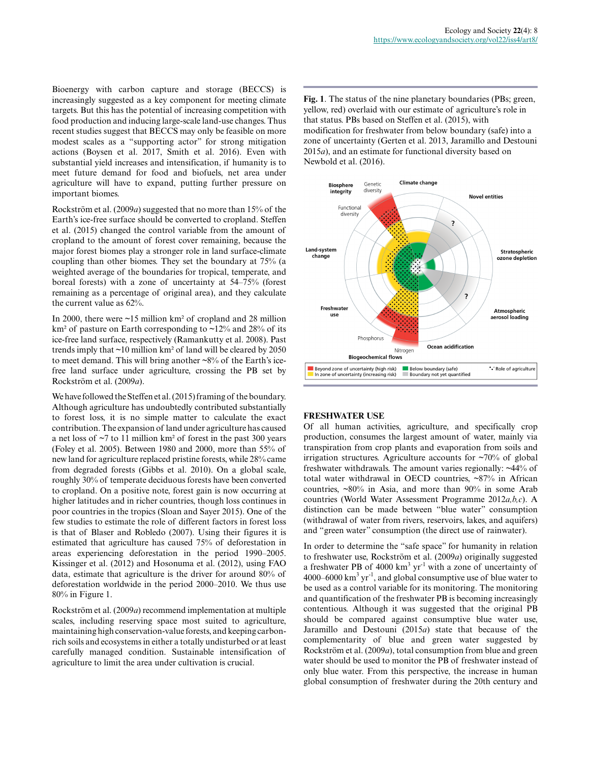Bioenergy with carbon capture and storage (BECCS) is increasingly suggested as a key component for meeting climate targets. But this has the potential of increasing competition with food production and inducing large-scale land-use changes. Thus recent studies suggest that BECCS may only be feasible on more modest scales as a "supporting actor" for strong mitigation actions (Boysen et al. 2017, Smith et al. 2016). Even with substantial yield increases and intensification, if humanity is to meet future demand for food and biofuels, net area under agriculture will have to expand, putting further pressure on important biomes.

Rockström et al. (2009*a*) suggested that no more than 15% of the Earth's ice-free surface should be converted to cropland. Steffen et al. (2015) changed the control variable from the amount of cropland to the amount of forest cover remaining, because the major forest biomes play a stronger role in land surface-climate coupling than other biomes. They set the boundary at 75% (a weighted average of the boundaries for tropical, temperate, and boreal forests) with a zone of uncertainty at 54–75% (forest remaining as a percentage of original area), and they calculate the current value as 62%.

In 2000, there were ~15 million km² of cropland and 28 million km² of pasture on Earth corresponding to ~12% and 28% of its ice-free land surface, respectively (Ramankutty et al. 2008). Past trends imply that ~10 million km² of land will be cleared by 2050 to meet demand. This will bring another ~8% of the Earth's ice-free land surface under agriculture, crossing the PB set by Rockström et al. (2009*a*).

We have followed the Steffen et al. (2015) framing of the boundary. Although agriculture has undoubtedly contributed substantially to forest loss, it is no simple matter to calculate the exact contribution. The expansion of land under agriculture has caused a net loss of ~7 to 11 million km² of forest in the past 300 years (Foley et al. 2005). Between 1980 and 2000, more than 55% of new land for agriculture replaced pristine forests, while 28% came from degraded forests (Gibbs et al. 2010). On a global scale, roughly 30% of temperate deciduous forests have been converted to cropland. On a positive note, forest gain is now occurring at higher latitudes and in richer countries, though loss continues in poor countries in the tropics (Sloan and Sayer 2015). One of the few studies to estimate the role of different factors in forest loss is that of Blaser and Robledo (2007). Using their figures it is estimated that agriculture has caused 75% of deforestation in areas experiencing deforestation in the period 1990–2005. Kissinger et al. (2012) and Hosonuma et al. (2012), using FAO data, estimate that agriculture is the driver for around 80% of deforestation worldwide in the period 2000–2010. We thus use 80% in Figure 1.

Rockström et al. (2009*a*) recommend implementation at multiple scales, including reserving space most suited to agriculture, maintaining high conservation-value forests, and keeping carbon-rich soils and ecosystems in either a totally undisturbed or at least carefully managed condition. Sustainable intensification of agriculture to limit the area under cultivation is crucial.

**Fig. 1**. The status of the nine planetary boundaries (PBs; green, yellow, red) overlaid with our estimate of agriculture's role in that status. PBs based on Steffen et al. (2015), with modification for freshwater from below boundary (safe) into a zone of uncertainty (Gerten et al. 2013, Jaramillo and Destouni 2015*a*), and an estimate for functional diversity based on Newbold et al. (2016).

## FRESHWATER USE

Of all human activities, agriculture, and specifically crop production, consumes the largest amount of water, mainly via transpiration from crop plants and evaporation from soils and irrigation structures. Agriculture accounts for ~70% of global freshwater withdrawals. The amount varies regionally: ~44% of total water withdrawal in OECD countries, ~87% in African countries, ~80% in Asia, and more than 90% in some Arab countries (World Water Assessment Programme 2012*a,b,c*). A distinction can be made between "blue water" consumption (withdrawal of water from rivers, reservoirs, lakes, and aquifers) and "green water" consumption (the direct use of rainwater).

In order to determine the "safe space" for humanity in relation to freshwater use, Rockström et al. (2009*a*) originally suggested a freshwater PB of 4000 $km^3\ yr^{-1}$ with a zone of uncertainty of 4000–6000 $km^3\ yr^{-1}$, and global consumptive use of blue water to be used as a control variable for its monitoring. The monitoring and quantification of the freshwater PB is becoming increasingly contentious. Although it was suggested that the original PB should be compared against consumptive blue water use, Jaramillo and Destouni (2015*a*) state that because of the complementarity of blue and green water suggested by Rockström et al. (2009*a*), total consumption from blue and green water should be used to monitor the PB of freshwater instead of only blue water. From this perspective, the increase in human global consumption of freshwater during the 20th century and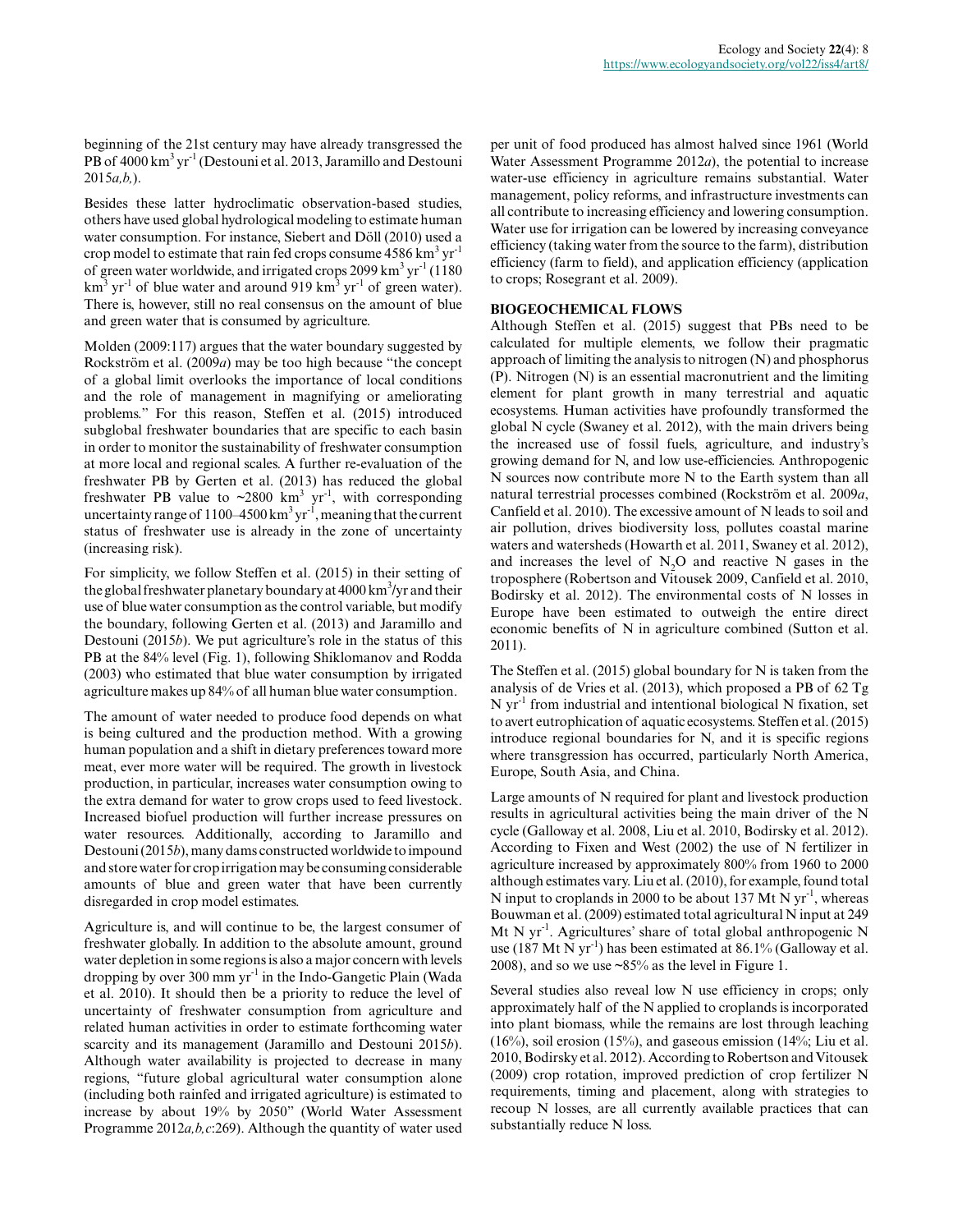beginning of the 21st century may have already transgressed the PB of 4000 $km^3\ yr^{-1}$ (Destouni et al. 2013, Jaramillo and Destouni 2015*a,b,*).

Besides these latter hydroclimatic observation-based studies, others have used global hydrological modeling to estimate human water consumption. For instance, Siebert and Döll (2010) used a crop model to estimate that rain fed crops consume 4586 $km^3\ yr^{-1}$ of green water worldwide, and irrigated crops 2099 $km^3\ yr^{-1}$ (1180 $km^3\ yr^{-1}$ of blue water and around 919 $km^3\ yr^{-1}$ of green water). There is, however, still no real consensus on the amount of blue and green water that is consumed by agriculture.

Molden (2009:117) argues that the water boundary suggested by Rockström et al. (2009*a*) may be too high because "the concept of a global limit overlooks the importance of local conditions and the role of management in magnifying or ameliorating problems." For this reason, Steffen et al. (2015) introduced subglobal freshwater boundaries that are specific to each basin in order to monitor the sustainability of freshwater consumption at more local and regional scales. A further re-evaluation of the freshwater PB by Gerten et al. (2013) has reduced the global freshwater PB value to ~2800 $km^3\ yr^{-1}$, with corresponding uncertainty range of 1100–4500 $km^3\ yr^{-1}$, meaning that the current status of freshwater use is already in the zone of uncertainty (increasing risk).

For simplicity, we follow Steffen et al. (2015) in their setting of the global freshwater planetary boundary at 4000 $km^3$/yr and their use of blue water consumption as the control variable, but modify the boundary, following Gerten et al. (2013) and Jaramillo and Destouni (2015*b*). We put agriculture's role in the status of this PB at the 84% level (Fig. 1), following Shiklomanov and Rodda (2003) who estimated that blue water consumption by irrigated agriculture makes up 84% of all human blue water consumption.

The amount of water needed to produce food depends on what is being cultured and the production method. With a growing human population and a shift in dietary preferences toward more meat, ever more water will be required. The growth in livestock production, in particular, increases water consumption owing to the extra demand for water to grow crops used to feed livestock. Increased biofuel production will further increase pressures on water resources. Additionally, according to Jaramillo and Destouni (2015*b*), many dams constructed worldwide to impound and store water for crop irrigation may be consuming considerable amounts of blue and green water that have been currently disregarded in crop model estimates.

Agriculture is, and will continue to be, the largest consumer of freshwater globally. In addition to the absolute amount, ground water depletion in some regions is also a major concern with levels dropping by over 300 mm $yr^{-1}$ in the Indo-Gangetic Plain (Wada et al. 2010). It should then be a priority to reduce the level of uncertainty of freshwater consumption from agriculture and related human activities in order to estimate forthcoming water scarcity and its management (Jaramillo and Destouni 2015*b*). Although water availability is projected to decrease in many regions, "future global agricultural water consumption alone (including both rainfed and irrigated agriculture) is estimated to increase by about 19% by 2050" (World Water Assessment Programme 2012*a,b,c*:269). Although the quantity of water used per unit of food produced has almost halved since 1961 (World Water Assessment Programme 2012*a*), the potential to increase water-use efficiency in agriculture remains substantial. Water management, policy reforms, and infrastructure investments can all contribute to increasing efficiency and lowering consumption. Water use for irrigation can be lowered by increasing conveyance efficiency (taking water from the source to the farm), distribution efficiency (farm to field), and application efficiency (application to crops; Rosegrant et al. 2009).

## BIOGEOCHEMICAL FLOWS

Although Steffen et al. (2015) suggest that PBs need to be calculated for multiple elements, we follow their pragmatic approach of limiting the analysis to nitrogen (N) and phosphorus (P). Nitrogen (N) is an essential macronutrient and the limiting element for plant growth in many terrestrial and aquatic ecosystems. Human activities have profoundly transformed the global N cycle (Swaney et al. 2012), with the main drivers being the increased use of fossil fuels, agriculture, and industry's growing demand for N, and low use-efficiencies. Anthropogenic N sources now contribute more N to the Earth system than all natural terrestrial processes combined (Rockström et al. 2009*a*, Canfield et al. 2010). The excessive amount of N leads to soil and air pollution, drives biodiversity loss, pollutes coastal marine waters and watersheds (Howarth et al. 2011, Swaney et al. 2012), and increases the level of $N_2O$ and reactive N gases in the troposphere (Robertson and Vitousek 2009, Canfield et al. 2010, Bodirsky et al. 2012). The environmental costs of N losses in Europe have been estimated to outweigh the entire direct economic benefits of N in agriculture combined (Sutton et al. 2011).

The Steffen et al. (2015) global boundary for N is taken from the analysis of de Vries et al. (2013), which proposed a PB of 62 Tg N $yr^{-1}$ from industrial and intentional biological N fixation, set to avert eutrophication of aquatic ecosystems. Steffen et al. (2015) introduce regional boundaries for N, and it is specific regions where transgression has occurred, particularly North America, Europe, South Asia, and China.

Large amounts of N required for plant and livestock production results in agricultural activities being the main driver of the N cycle (Galloway et al. 2008, Liu et al. 2010, Bodirsky et al. 2012). According to Fixen and West (2002) the use of N fertilizer in agriculture increased by approximately 800% from 1960 to 2000 although estimates vary. Liu et al. (2010), for example, found total N input to croplands in 2000 to be about 137 Mt N $yr^{-1}$, whereas Bouwman et al. (2009) estimated total agricultural N input at 249 Mt N $yr^{-1}$. Agricultures' share of total global anthropogenic N use (187 Mt N $yr^{-1}$) has been estimated at 86.1% (Galloway et al. 2008), and so we use ~85% as the level in Figure 1.

Several studies also reveal low N use efficiency in crops; only approximately half of the N applied to croplands is incorporated into plant biomass, while the remains are lost through leaching (16%), soil erosion (15%), and gaseous emission (14%; Liu et al. 2010, Bodirsky et al. 2012). According to Robertson and Vitousek (2009) crop rotation, improved prediction of crop fertilizer N requirements, timing and placement, along with strategies to recoup N losses, are all currently available practices that can substantially reduce N loss.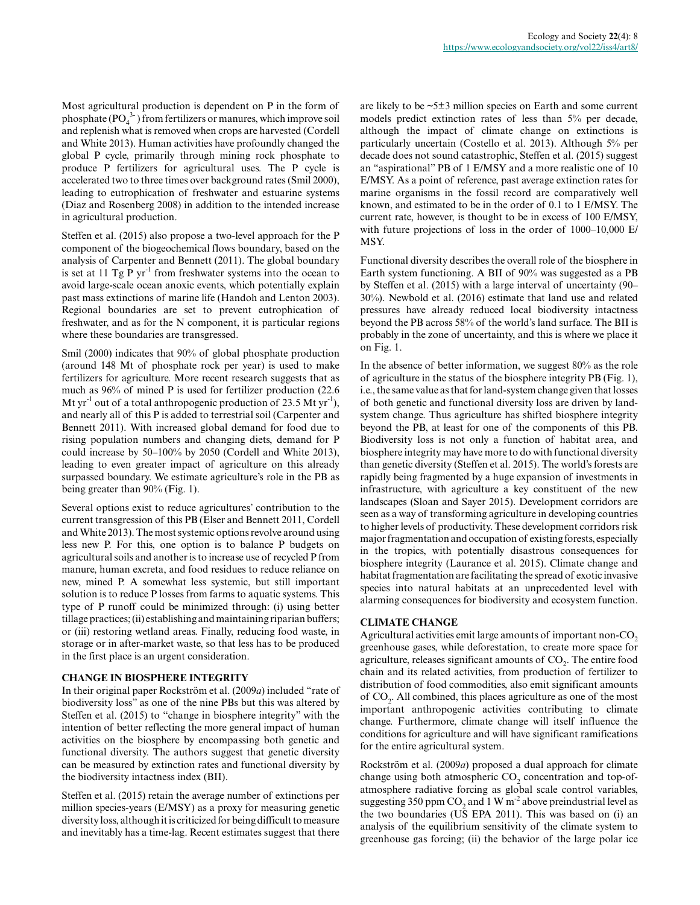Most agricultural production is dependent on P in the form of phosphate ($PO_4^{3-}$) from fertilizers or manures, which improve soil and replenish what is removed when crops are harvested (Cordell and White 2013). Human activities have profoundly changed the global P cycle, primarily through mining rock phosphate to produce P fertilizers for agricultural uses. The P cycle is accelerated two to three times over background rates (Smil 2000), leading to eutrophication of freshwater and estuarine systems (Diaz and Rosenberg 2008) in addition to the intended increase in agricultural production.

Steffen et al. (2015) also propose a two-level approach for the P component of the biogeochemical flows boundary, based on the analysis of Carpenter and Bennett (2011). The global boundary is set at 11 Tg P $yr^{-1}$ from freshwater systems into the ocean to avoid large-scale ocean anoxic events, which potentially explain past mass extinctions of marine life (Handoh and Lenton 2003). Regional boundaries are set to prevent eutrophication of freshwater, and as for the N component, it is particular regions where these boundaries are transgressed.

Smil (2000) indicates that 90% of global phosphate production (around 148 Mt of phosphate rock per year) is used to make fertilizers for agriculture. More recent research suggests that as much as 96% of mined P is used for fertilizer production (22.6 Mt $yr^{-1}$ out of a total anthropogenic production of 23.5 Mt $yr^{-1}$), and nearly all of this P is added to terrestrial soil (Carpenter and Bennett 2011). With increased global demand for food due to rising population numbers and changing diets, demand for P could increase by 50–100% by 2050 (Cordell and White 2013), leading to even greater impact of agriculture on this already surpassed boundary. We estimate agriculture's role in the PB as being greater than 90% (Fig. 1).

Several options exist to reduce agricultures' contribution to the current transgression of this PB (Elser and Bennett 2011, Cordell and White 2013). The most systemic options revolve around using less new P. For this, one option is to balance P budgets on agricultural soils and another is to increase use of recycled P from manure, human excreta, and food residues to reduce reliance on new, mined P. A somewhat less systemic, but still important solution is to reduce P losses from farms to aquatic systems. This type of P runoff could be minimized through: (i) using better tillage practices; (ii) establishing and maintaining riparian buffers; or (iii) restoring wetland areas. Finally, reducing food waste, in storage or in after-market waste, so that less has to be produced in the first place is an urgent consideration.

## CHANGE IN BIOSPHERE INTEGRITY

In their original paper Rockström et al. (2009*a*) included "rate of biodiversity loss" as one of the nine PBs but this was altered by Steffen et al. (2015) to "change in biosphere integrity" with the intention of better reflecting the more general impact of human activities on the biosphere by encompassing both genetic and functional diversity. The authors suggest that genetic diversity can be measured by extinction rates and functional diversity by the biodiversity intactness index (BII).

Steffen et al. (2015) retain the average number of extinctions per million species-years (E/MSY) as a proxy for measuring genetic diversity loss, although it is criticized for being difficult to measure and inevitably has a time-lag. Recent estimates suggest that there are likely to be ~5±3 million species on Earth and some current models predict extinction rates of less than 5% per decade, although the impact of climate change on extinctions is particularly uncertain (Costello et al. 2013). Although 5% per decade does not sound catastrophic, Steffen et al. (2015) suggest an "aspirational" PB of 1 E/MSY and a more realistic one of 10 E/MSY. As a point of reference, past average extinction rates for marine organisms in the fossil record are comparatively well known, and estimated to be in the order of 0.1 to 1 E/MSY. The current rate, however, is thought to be in excess of 100 E/MSY, with future projections of loss in the order of 1000–10,000 E/MSY.

Functional diversity describes the overall role of the biosphere in Earth system functioning. A BII of 90% was suggested as a PB by Steffen et al. (2015) with a large interval of uncertainty (90–30%). Newbold et al. (2016) estimate that land use and related pressures have already reduced local biodiversity intactness beyond the PB across 58% of the world's land surface. The BII is probably in the zone of uncertainty, and this is where we place it on Fig. 1.

In the absence of better information, we suggest 80% as the role of agriculture in the status of the biosphere integrity PB (Fig. 1), i.e., the same value as that for land-system change given that losses of both genetic and functional diversity loss are driven by land-system change. Thus agriculture has shifted biosphere integrity beyond the PB, at least for one of the components of this PB. Biodiversity loss is not only a function of habitat area, and biosphere integrity may have more to do with functional diversity than genetic diversity (Steffen et al. 2015). The world's forests are rapidly being fragmented by a huge expansion of investments in infrastructure, with agriculture a key constituent of the new landscapes (Sloan and Sayer 2015). Development corridors are seen as a way of transforming agriculture in developing countries to higher levels of productivity. These development corridors risk major fragmentation and occupation of existing forests, especially in the tropics, with potentially disastrous consequences for biosphere integrity (Laurance et al. 2015). Climate change and habitat fragmentation are facilitating the spread of exotic invasive species into natural habitats at an unprecedented level with alarming consequences for biodiversity and ecosystem function.

## CLIMATE CHANGE

Agricultural activities emit large amounts of important non-$CO_2$ greenhouse gases, while deforestation, to create more space for agriculture, releases significant amounts of $CO_2$. The entire food chain and its related activities, from production of fertilizer to distribution of food commodities, also emit significant amounts of $CO_2$. All combined, this places agriculture as one of the most important anthropogenic activities contributing to climate change. Furthermore, climate change will itself influence the conditions for agriculture and will have significant ramifications for the entire agricultural system.

Rockström et al. (2009*a*) proposed a dual approach for climate change using both atmospheric $CO_2$ concentration and top-of-atmosphere radiative forcing as global scale control variables, suggesting 350 ppm $CO_2$ and 1 W $m^{-2}$ above preindustrial level as the two boundaries (US EPA 2011). This was based on (i) an analysis of the equilibrium sensitivity of the climate system to greenhouse gas forcing; (ii) the behavior of the large polar ice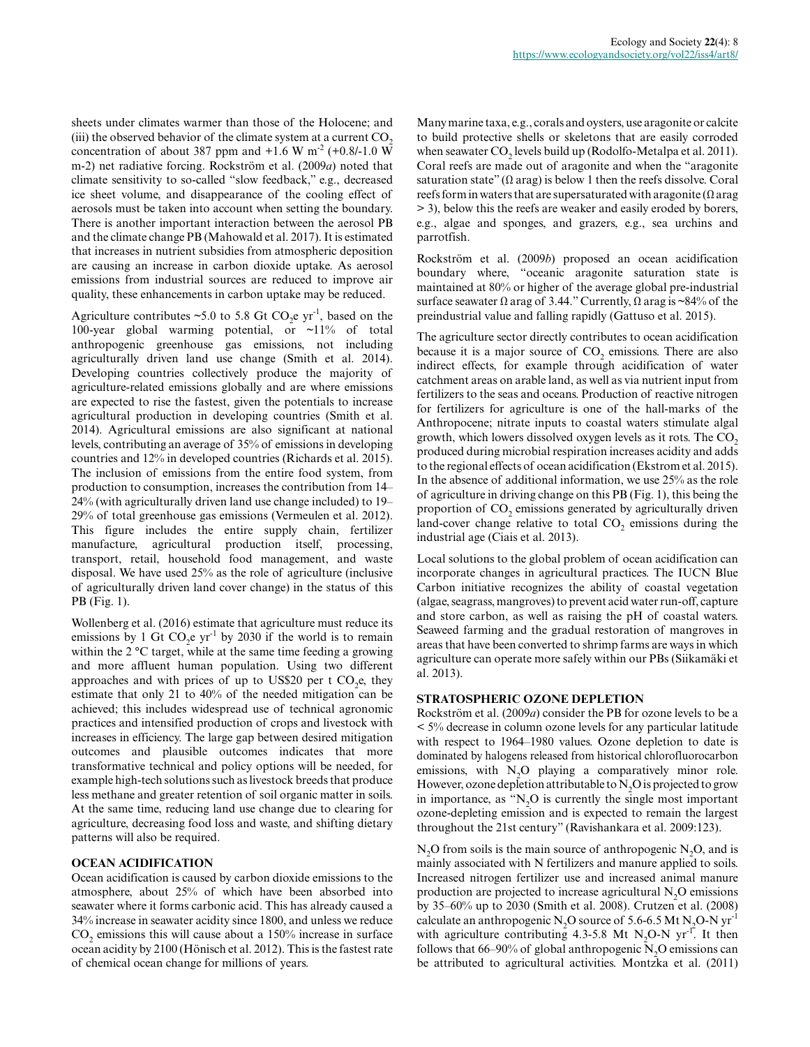sheets under climates warmer than those of the Holocene; and (iii) the observed behavior of the climate system at a current $CO_2$ concentration of about 387 ppm and +1.6 W $m^{-2}$ (+0.8/-1.0 W m-2) net radiative forcing. Rockström et al. (2009*a*) noted that climate sensitivity to so-called "slow feedback," e.g., decreased ice sheet volume, and disappearance of the cooling effect of aerosols must be taken into account when setting the boundary. There is another important interaction between the aerosol PB and the climate change PB (Mahowald et al. 2017). It is estimated that increases in nutrient subsidies from atmospheric deposition are causing an increase in carbon dioxide uptake. As aerosol emissions from industrial sources are reduced to improve air quality, these enhancements in carbon uptake may be reduced.

Agriculture contributes ~5.0 to 5.8 Gt $CO_2$e $yr^{-1}$, based on the 100-year global warming potential, or ~11% of total anthropogenic greenhouse gas emissions, not including agriculturally driven land use change (Smith et al. 2014). Developing countries collectively produce the majority of agriculture-related emissions globally and are where emissions are expected to rise the fastest, given the potentials to increase agricultural production in developing countries (Smith et al. 2014). Agricultural emissions are also significant at national levels, contributing an average of 35% of emissions in developing countries and 12% in developed countries (Richards et al. 2015). The inclusion of emissions from the entire food system, from production to consumption, increases the contribution from 14–24% (with agriculturally driven land use change included) to 19–29% of total greenhouse gas emissions (Vermeulen et al. 2012). This figure includes the entire supply chain, fertilizer manufacture, agricultural production itself, processing, transport, retail, household food management, and waste disposal. We have used 25% as the role of agriculture (inclusive of agriculturally driven land cover change) in the status of this PB (Fig. 1).

Wollenberg et al. (2016) estimate that agriculture must reduce its emissions by 1 Gt $CO_2$e $yr^{-1}$ by 2030 if the world is to remain within the 2 °C target, while at the same time feeding a growing and more affluent human population. Using two different approaches and with prices of up to US$20 per t $CO_2$e, they estimate that only 21 to 40% of the needed mitigation can be achieved; this includes widespread use of technical agronomic practices and intensified production of crops and livestock with increases in efficiency. The large gap between desired mitigation outcomes and plausible outcomes indicates that more transformative technical and policy options will be needed, for example high-tech solutions such as livestock breeds that produce less methane and greater retention of soil organic matter in soils. At the same time, reducing land use change due to clearing for agriculture, decreasing food loss and waste, and shifting dietary patterns will also be required.

## OCEAN ACIDIFICATION

Ocean acidification is caused by carbon dioxide emissions to the atmosphere, about 25% of which have been absorbed into seawater where it forms carbonic acid. This has already caused a 34% increase in seawater acidity since 1800, and unless we reduce $CO_2$ emissions this will cause about a 150% increase in surface ocean acidity by 2100 (Hönisch et al. 2012). This is the fastest rate of chemical ocean change for millions of years.

Many marine taxa, e.g., corals and oysters, use aragonite or calcite to build protective shells or skeletons that are easily corroded when seawater $CO_2$ levels build up (Rodolfo-Metalpa et al. 2011). Coral reefs are made out of aragonite and when the "aragonite saturation state" ($\Omega$ arag) is below 1 then the reefs dissolve. Coral reefs form in waters that are supersaturated with aragonite ($\Omega$ arag > 3), below this the reefs are weaker and easily eroded by borers, e.g., algae and sponges, and grazers, e.g., sea urchins and parrotfish.

Rockström et al. (2009*b*) proposed an ocean acidification boundary where, "oceanic aragonite saturation state is maintained at 80% or higher of the average global pre-industrial surface seawater $\Omega$ arag of 3.44." Currently, $\Omega$ arag is ~84% of the preindustrial value and falling rapidly (Gattuso et al. 2015).

The agriculture sector directly contributes to ocean acidification because it is a major source of $CO_2$ emissions. There are also indirect effects, for example through acidification of water catchment areas on arable land, as well as via nutrient input from fertilizers to the seas and oceans. Production of reactive nitrogen for fertilizers for agriculture is one of the hall-marks of the Anthropocene; nitrate inputs to coastal waters stimulate algal growth, which lowers dissolved oxygen levels as it rots. The $CO_2$ produced during microbial respiration increases acidity and adds to the regional effects of ocean acidification (Ekstrom et al. 2015). In the absence of additional information, we use 25% as the role of agriculture in driving change on this PB (Fig. 1), this being the proportion of $CO_2$ emissions generated by agriculturally driven land-cover change relative to total $CO_2$ emissions during the industrial age (Ciais et al. 2013).

Local solutions to the global problem of ocean acidification can incorporate changes in agricultural practices. The IUCN Blue Carbon initiative recognizes the ability of coastal vegetation (algae, seagrass, mangroves) to prevent acid water run-off, capture and store carbon, as well as raising the pH of coastal waters. Seaweed farming and the gradual restoration of mangroves in areas that have been converted to shrimp farms are ways in which agriculture can operate more safely within our PBs (Siikamäki et al. 2013).

## STRATOSPHERIC OZONE DEPLETION

Rockström et al. (2009*a*) consider the PB for ozone levels to be a < 5% decrease in column ozone levels for any particular latitude with respect to 1964–1980 values. Ozone depletion to date is dominated by halogens released from historical chlorofluorocarbon emissions, with $N_2O$ playing a comparatively minor role. However, ozone depletion attributable to $N_2O$ is projected to grow in importance, as "$N_2O$ is currently the single most important ozone-depleting emission and is expected to remain the largest throughout the 21st century" (Ravishankara et al. 2009:123).

$N_2O$ from soils is the main source of anthropogenic $N_2O$, and is mainly associated with N fertilizers and manure applied to soils. Increased nitrogen fertilizer use and increased animal manure production are projected to increase agricultural $N_2O$ emissions by 35–60% up to 2030 (Smith et al. 2008). Crutzen et al. (2008) calculate an anthropogenic $N_2O$ source of 5.6-6.5 Mt $N_2O$-N $yr^{-1}$ with agriculture contributing 4.3-5.8 Mt $N_2O$-N $yr^{-1}$. It then follows that 66–90% of global anthropogenic $N_2O$ emissions can be attributed to agricultural activities. Montzka et al. (2011)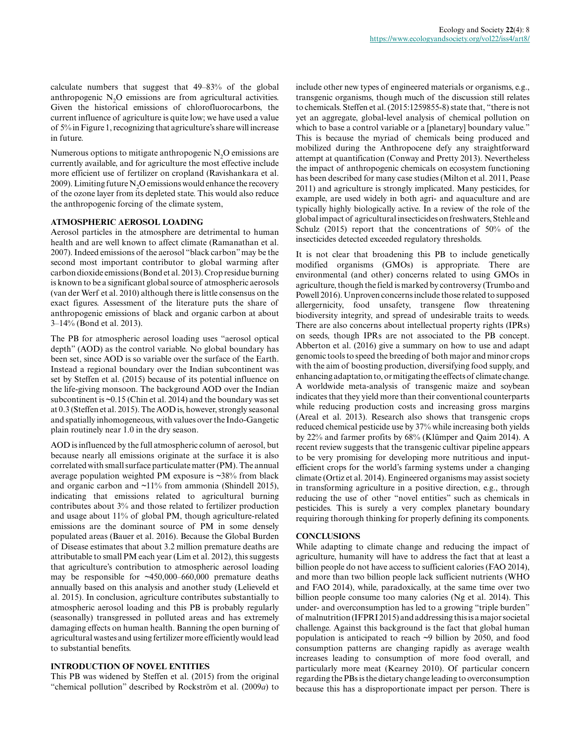calculate numbers that suggest that 49–83% of the global anthropogenic $N_2O$ emissions are from agricultural activities. Given the historical emissions of chlorofluorocarbons, the current influence of agriculture is quite low; we have used a value of 5% in Figure 1, recognizing that agriculture's share will increase in future.

Numerous options to mitigate anthropogenic $N_2O$ emissions are currently available, and for agriculture the most effective include more efficient use of fertilizer on cropland (Ravishankara et al. 2009). Limiting future $N_2O$ emissions would enhance the recovery of the ozone layer from its depleted state. This would also reduce the anthropogenic forcing of the climate system,

## ATMOSPHERIC AEROSOL LOADING

Aerosol particles in the atmosphere are detrimental to human health and are well known to affect climate (Ramanathan et al. 2007). Indeed emissions of the aerosol "black carbon" may be the second most important contributor to global warming after carbon dioxide emissions (Bond et al. 2013). Crop residue burning is known to be a significant global source of atmospheric aerosols (van der Werf et al. 2010) although there is little consensus on the exact figures. Assessment of the literature puts the share of anthropogenic emissions of black and organic carbon at about 3–14% (Bond et al. 2013).

The PB for atmospheric aerosol loading uses "aerosol optical depth" (AOD) as the control variable. No global boundary has been set, since AOD is so variable over the surface of the Earth. Instead a regional boundary over the Indian subcontinent was set by Steffen et al. (2015) because of its potential influence on the life-giving monsoon. The background AOD over the Indian subcontinent is ~0.15 (Chin et al. 2014) and the boundary was set at 0.3 (Steffen et al. 2015). The AOD is, however, strongly seasonal and spatially inhomogeneous, with values over the Indo-Gangetic plain routinely near 1.0 in the dry season.

AOD is influenced by the full atmospheric column of aerosol, but because nearly all emissions originate at the surface it is also correlated with small surface particulate matter (PM). The annual average population weighted PM exposure is ~38% from black and organic carbon and ~11% from ammonia (Shindell 2015), indicating that emissions related to agricultural burning contributes about 3% and those related to fertilizer production and usage about 11% of global PM, though agriculture-related emissions are the dominant source of PM in some densely populated areas (Bauer et al. 2016). Because the Global Burden of Disease estimates that about 3.2 million premature deaths are attributable to small PM each year (Lim et al. 2012), this suggests that agriculture's contribution to atmospheric aerosol loading may be responsible for ~450,000–660,000 premature deaths annually based on this analysis and another study (Lelieveld et al. 2015). In conclusion, agriculture contributes substantially to atmospheric aerosol loading and this PB is probably regularly (seasonally) transgressed in polluted areas and has extremely damaging effects on human health. Banning the open burning of agricultural wastes and using fertilizer more efficiently would lead to substantial benefits.

## INTRODUCTION OF NOVEL ENTITIES

This PB was widened by Steffen et al. (2015) from the original "chemical pollution" described by Rockström et al. (2009*a*) to include other new types of engineered materials or organisms, e.g., transgenic organisms, though much of the discussion still relates to chemicals. Steffen et al. (2015:1259855-8) state that, "there is not yet an aggregate, global-level analysis of chemical pollution on which to base a control variable or a [planetary] boundary value." This is because the myriad of chemicals being produced and mobilized during the Anthropocene defy any straightforward attempt at quantification (Conway and Pretty 2013). Nevertheless the impact of anthropogenic chemicals on ecosystem functioning has been described for many case studies (Milton et al. 2011, Pease 2011) and agriculture is strongly implicated. Many pesticides, for example, are used widely in both agri- and aquaculture and are typically highly biologically active. In a review of the role of the global impact of agricultural insecticides on freshwaters, Stehle and Schulz (2015) report that the concentrations of 50% of the insecticides detected exceeded regulatory thresholds.

It is not clear that broadening this PB to include genetically modified organisms (GMOs) is appropriate. There are environmental (and other) concerns related to using GMOs in agriculture, though the field is marked by controversy (Trumbo and Powell 2016). Unproven concerns include those related to supposed allergernicity, food unsafety, transgene flow threatening biodiversity integrity, and spread of undesirable traits to weeds. There are also concerns about intellectual property rights (IPRs) on seeds, though IPRs are not associated to the PB concept. Abberton et al. (2016) give a summary on how to use and adapt genomic tools to speed the breeding of both major and minor crops with the aim of boosting production, diversifying food supply, and enhancing adaptation to, or mitigating the effects of climate change. A worldwide meta-analysis of transgenic maize and soybean indicates that they yield more than their conventional counterparts while reducing production costs and increasing gross margins (Areal et al. 2013). Research also shows that transgenic crops reduced chemical pesticide use by 37% while increasing both yields by 22% and farmer profits by 68% (Klümper and Qaim 2014). A recent review suggests that the transgenic cultivar pipeline appears to be very promising for developing more nutritious and input-efficient crops for the world's farming systems under a changing climate (Ortiz et al. 2014). Engineered organisms may assist society in transforming agriculture in a positive direction, e.g., through reducing the use of other "novel entities" such as chemicals in pesticides. This is surely a very complex planetary boundary requiring thorough thinking for properly defining its components.

## CONCLUSIONS

While adapting to climate change and reducing the impact of agriculture, humanity will have to address the fact that at least a billion people do not have access to sufficient calories (FAO 2014), and more than two billion people lack sufficient nutrients (WHO and FAO 2014), while, paradoxically, at the same time over two billion people consume too many calories (Ng et al. 2014). This under- and overconsumption has led to a growing "triple burden" of malnutrition (IFPRI 2015) and addressing this is a major societal challenge. Against this background is the fact that global human population is anticipated to reach ~9 billion by 2050, and food consumption patterns are changing rapidly as average wealth increases leading to consumption of more food overall, and particularly more meat (Kearney 2010). Of particular concern regarding the PBs is the dietary change leading to overconsumption because this has a disproportionate impact per person. There is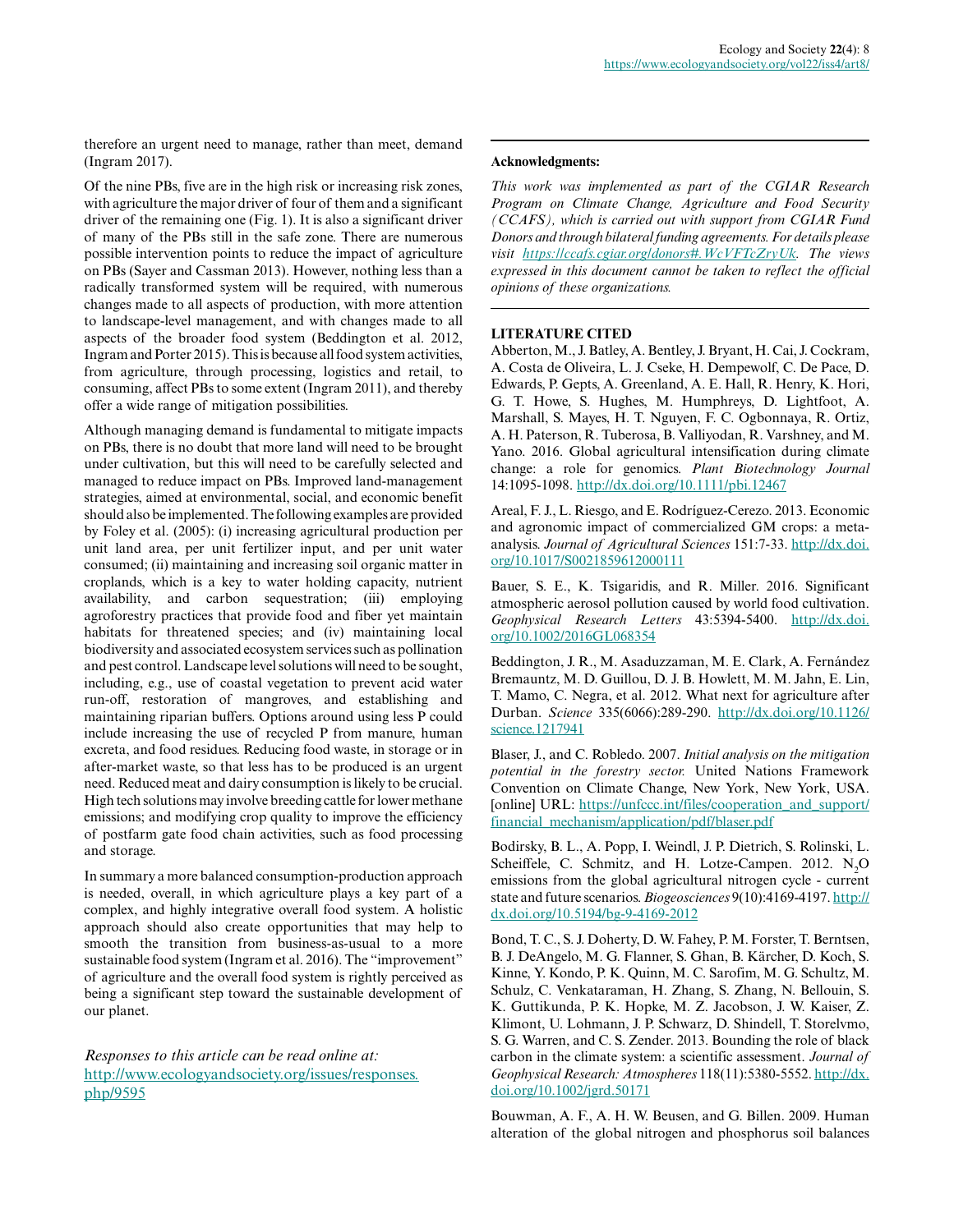therefore an urgent need to manage, rather than meet, demand (Ingram 2017).

Of the nine PBs, five are in the high risk or increasing risk zones, with agriculture the major driver of four of them and a significant driver of the remaining one (Fig. 1). It is also a significant driver of many of the PBs still in the safe zone. There are numerous possible intervention points to reduce the impact of agriculture on PBs (Sayer and Cassman 2013). However, nothing less than a radically transformed system will be required, with numerous changes made to all aspects of production, with more attention to landscape-level management, and with changes made to all aspects of the broader food system (Beddington et al. 2012, Ingram and Porter 2015). This is because all food system activities, from agriculture, through processing, logistics and retail, to consuming, affect PBs to some extent (Ingram 2011), and thereby offer a wide range of mitigation possibilities.

Although managing demand is fundamental to mitigate impacts on PBs, there is no doubt that more land will need to be brought under cultivation, but this will need to be carefully selected and managed to reduce impact on PBs. Improved land-management strategies, aimed at environmental, social, and economic benefit should also be implemented. The following examples are provided by Foley et al. (2005): (i) increasing agricultural production per unit land area, per unit fertilizer input, and per unit water consumed; (ii) maintaining and increasing soil organic matter in croplands, which is a key to water holding capacity, nutrient availability, and carbon sequestration; (iii) employing agroforestry practices that provide food and fiber yet maintain habitats for threatened species; and (iv) maintaining local biodiversity and associated ecosystem services such as pollination and pest control. Landscape level solutions will need to be sought, including, e.g., use of coastal vegetation to prevent acid water run-off, restoration of mangroves, and establishing and maintaining riparian buffers. Options around using less P could include increasing the use of recycled P from manure, human excreta, and food residues. Reducing food waste, in storage or in after-market waste, so that less has to be produced is an urgent need. Reduced meat and dairy consumption is likely to be crucial. High tech solutions may involve breeding cattle for lower methane emissions; and modifying crop quality to improve the efficiency of postfarm gate food chain activities, such as food processing and storage.

In summary a more balanced consumption-production approach is needed, overall, in which agriculture plays a key part of a complex, and highly integrative overall food system. A holistic approach should also create opportunities that may help to smooth the transition from business-as-usual to a more sustainable food system (Ingram et al. 2016). The "improvement" of agriculture and the overall food system is rightly perceived as being a significant step toward the sustainable development of our planet.

*Responses to this article can be read online at:*
http://www.ecologyandsociety.org/issues/responses.php/9595

**Acknowledgments:**

*This work was implemented as part of the CGIAR Research Program on Climate Change, Agriculture and Food Security (CCAFS), which is carried out with support from CGIAR Fund Donors and through bilateral funding agreements. For details please visit https://ccafs.cgiar.org/donors#.WcVFTcZryUk. The views expressed in this document cannot be taken to reflect the official opinions of these organizations.*

## LITERATURE CITED

Abberton, M., J. Batley, A. Bentley, J. Bryant, H. Cai, J. Cockram, A. Costa de Oliveira, L. J. Cseke, H. Dempewolf, C. De Pace, D. Edwards, P. Gepts, A. Greenland, A. E. Hall, R. Henry, K. Hori, G. T. Howe, S. Hughes, M. Humphreys, D. Lightfoot, A. Marshall, S. Mayes, H. T. Nguyen, F. C. Ogbonnaya, R. Ortiz, A. H. Paterson, R. Tuberosa, B. Valliyodan, R. Varshney, and M. Yano. 2016. Global agricultural intensification during climate change: a role for genomics. *Plant Biotechnology Journal* 14:1095-1098. http://dx.doi.org/10.1111/pbi.12467

Areal, F. J., L. Riesgo, and E. Rodríguez-Cerezo. 2013. Economic and agronomic impact of commercialized GM crops: a meta-analysis. *Journal of Agricultural Sciences* 151:7-33. http://dx.doi.org/10.1017/S0021859612000111

Bauer, S. E., K. Tsigaridis, and R. Miller. 2016. Significant atmospheric aerosol pollution caused by world food cultivation. *Geophysical Research Letters* 43:5394-5400. http://dx.doi.org/10.1002/2016GL068354

Beddington, J. R., M. Asaduzzaman, M. E. Clark, A. Fernández Bremauntz, M. D. Guillou, D. J. B. Howlett, M. M. Jahn, E. Lin, T. Mamo, C. Negra, et al. 2012. What next for agriculture after Durban. *Science* 335(6066):289-290. http://dx.doi.org/10.1126/science.1217941

Blaser, J., and C. Robledo. 2007. *Initial analysis on the mitigation potential in the forestry sector.* United Nations Framework Convention on Climate Change, New York, New York, USA. [online] URL: https://unfccc.int/files/cooperation_and_support/financial_mechanism/application/pdf/blaser.pdf

Bodirsky, B. L., A. Popp, I. Weindl, J. P. Dietrich, S. Rolinski, L. Scheiffele, C. Schmitz, and H. Lotze-Campen. 2012. $N_2O$ emissions from the global agricultural nitrogen cycle - current state and future scenarios. *Biogeosciences* 9(10):4169-4197. http://dx.doi.org/10.5194/bg-9-4169-2012

Bond, T. C., S. J. Doherty, D. W. Fahey, P. M. Forster, T. Berntsen, B. J. DeAngelo, M. G. Flanner, S. Ghan, B. Kärcher, D. Koch, S. Kinne, Y. Kondo, P. K. Quinn, M. C. Sarofim, M. G. Schultz, M. Schulz, C. Venkataraman, H. Zhang, S. Zhang, N. Bellouin, S. K. Guttikunda, P. K. Hopke, M. Z. Jacobson, J. W. Kaiser, Z. Klimont, U. Lohmann, J. P. Schwarz, D. Shindell, T. Storelvmo, S. G. Warren, and C. S. Zender. 2013. Bounding the role of black carbon in the climate system: a scientific assessment. *Journal of Geophysical Research: Atmospheres* 118(11):5380-5552. http://dx.doi.org/10.1002/jgrd.50171

Bouwman, A. F., A. H. W. Beusen, and G. Billen. 2009. Human alteration of the global nitrogen and phosphorus soil balances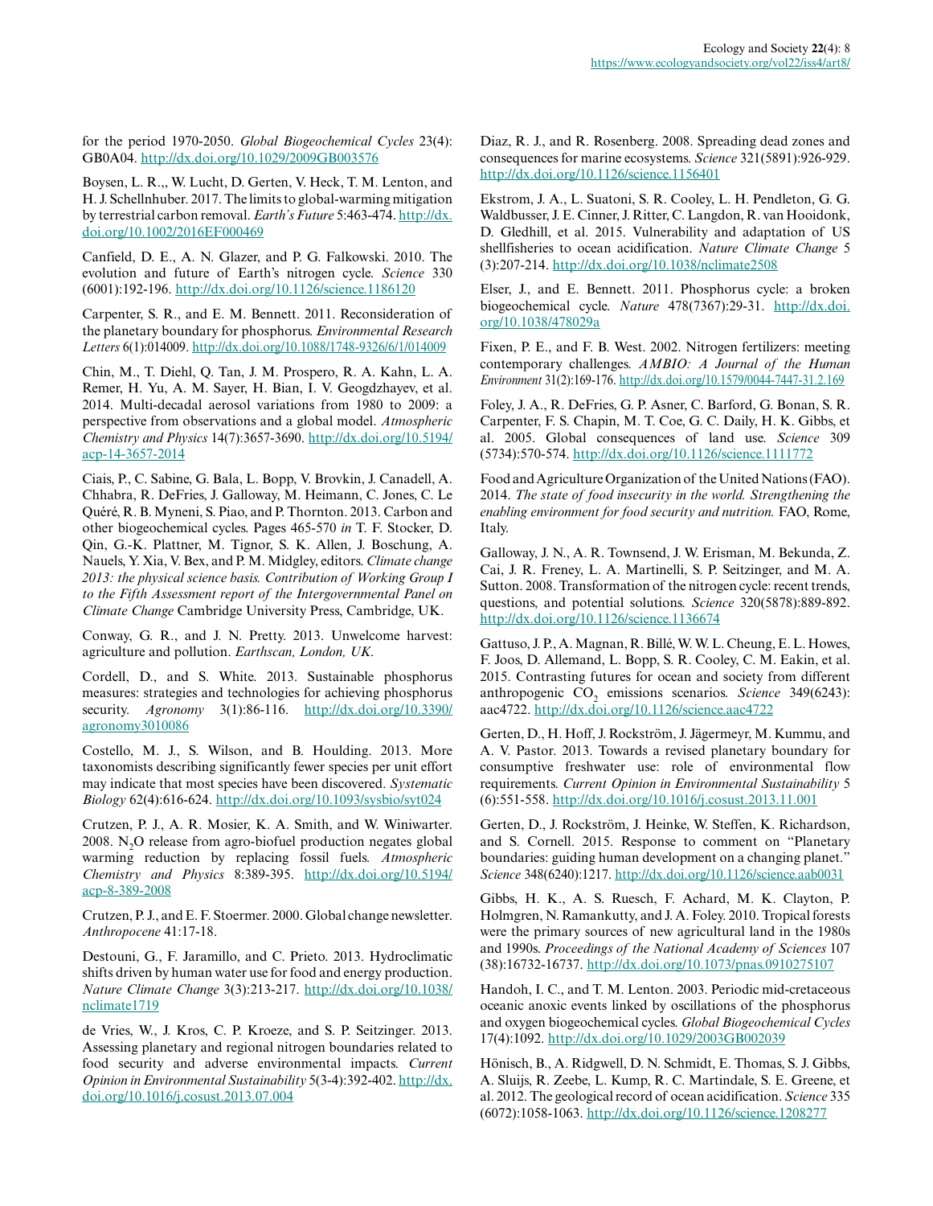for the period 1970-2050. *Global Biogeochemical Cycles* 23(4): GB0A04. http://dx.doi.org/10.1029/2009GB003576

Boysen, L. R.,, W. Lucht, D. Gerten, V. Heck, T. M. Lenton, and H. J. Schellnhuber. 2017. The limits to global-warming mitigation by terrestrial carbon removal. *Earth's Future* 5:463-474. http://dx.doi.org/10.1002/2016EF000469

Canfield, D. E., A. N. Glazer, and P. G. Falkowski. 2010. The evolution and future of Earth's nitrogen cycle. *Science* 330 (6001):192-196. http://dx.doi.org/10.1126/science.1186120

Carpenter, S. R., and E. M. Bennett. 2011. Reconsideration of the planetary boundary for phosphorus. *Environmental Research Letters* 6(1):014009. http://dx.doi.org/10.1088/1748-9326/6/1/014009

Chin, M., T. Diehl, Q. Tan, J. M. Prospero, R. A. Kahn, L. A. Remer, H. Yu, A. M. Sayer, H. Bian, I. V. Geogdzhayev, et al. 2014. Multi-decadal aerosol variations from 1980 to 2009: a perspective from observations and a global model. *Atmospheric Chemistry and Physics* 14(7):3657-3690. http://dx.doi.org/10.5194/acp-14-3657-2014

Ciais, P., C. Sabine, G. Bala, L. Bopp, V. Brovkin, J. Canadell, A. Chhabra, R. DeFries, J. Galloway, M. Heimann, C. Jones, C. Le Quéré, R. B. Myneni, S. Piao, and P. Thornton. 2013. Carbon and other biogeochemical cycles. Pages 465-570 *in* T. F. Stocker, D. Qin, G.-K. Plattner, M. Tignor, S. K. Allen, J. Boschung, A. Nauels, Y. Xia, V. Bex, and P. M. Midgley, editors. *Climate change 2013: the physical science basis. Contribution of Working Group I to the Fifth Assessment report of the Intergovernmental Panel on Climate Change* Cambridge University Press, Cambridge, UK.

Conway, G. R., and J. N. Pretty. 2013. Unwelcome harvest: agriculture and pollution. *Earthscan, London, UK*.

Cordell, D., and S. White. 2013. Sustainable phosphorus measures: strategies and technologies for achieving phosphorus security. *Agronomy* 3(1):86-116. http://dx.doi.org/10.3390/agronomy3010086

Costello, M. J., S. Wilson, and B. Houlding. 2013. More taxonomists describing significantly fewer species per unit effort may indicate that most species have been discovered. *Systematic Biology* 62(4):616-624. http://dx.doi.org/10.1093/sysbio/syt024

Crutzen, P. J., A. R. Mosier, K. A. Smith, and W. Winiwarter. 2008. $N_2O$ release from agro-biofuel production negates global warming reduction by replacing fossil fuels. *Atmospheric Chemistry and Physics* 8:389-395. http://dx.doi.org/10.5194/acp-8-389-2008

Crutzen, P. J., and E. F. Stoermer. 2000. Global change newsletter. *Anthropocene* 41:17-18.

Destouni, G., F. Jaramillo, and C. Prieto. 2013. Hydroclimatic shifts driven by human water use for food and energy production. *Nature Climate Change* 3(3):213-217. http://dx.doi.org/10.1038/nclimate1719

de Vries, W., J. Kros, C. P. Kroeze, and S. P. Seitzinger. 2013. Assessing planetary and regional nitrogen boundaries related to food security and adverse environmental impacts. *Current Opinion in Environmental Sustainability* 5(3-4):392-402. http://dx.doi.org/10.1016/j.cosust.2013.07.004

Diaz, R. J., and R. Rosenberg. 2008. Spreading dead zones and consequences for marine ecosystems. *Science* 321(5891):926-929. http://dx.doi.org/10.1126/science.1156401

Ekstrom, J. A., L. Suatoni, S. R. Cooley, L. H. Pendleton, G. G. Waldbusser, J. E. Cinner, J. Ritter, C. Langdon, R. van Hooidonk, D. Gledhill, et al. 2015. Vulnerability and adaptation of US shellfisheries to ocean acidification. *Nature Climate Change* 5 (3):207-214. http://dx.doi.org/10.1038/nclimate2508

Elser, J., and E. Bennett. 2011. Phosphorus cycle: a broken biogeochemical cycle. *Nature* 478(7367):29-31. http://dx.doi.org/10.1038/478029a

Fixen, P. E., and F. B. West. 2002. Nitrogen fertilizers: meeting contemporary challenges. *AMBIO: A Journal of the Human Environment* 31(2):169-176. http://dx.doi.org/10.1579/0044-7447-31.2.169

Foley, J. A., R. DeFries, G. P. Asner, C. Barford, G. Bonan, S. R. Carpenter, F. S. Chapin, M. T. Coe, G. C. Daily, H. K. Gibbs, et al. 2005. Global consequences of land use. *Science* 309 (5734):570-574. http://dx.doi.org/10.1126/science.1111772

Food and Agriculture Organization of the United Nations (FAO). 2014. *The state of food insecurity in the world. Strengthening the enabling environment for food security and nutrition.* FAO, Rome, Italy.

Galloway, J. N., A. R. Townsend, J. W. Erisman, M. Bekunda, Z. Cai, J. R. Freney, L. A. Martinelli, S. P. Seitzinger, and M. A. Sutton. 2008. Transformation of the nitrogen cycle: recent trends, questions, and potential solutions. *Science* 320(5878):889-892. http://dx.doi.org/10.1126/science.1136674

Gattuso, J. P., A. Magnan, R. Billé, W. W. L. Cheung, E. L. Howes, F. Joos, D. Allemand, L. Bopp, S. R. Cooley, C. M. Eakin, et al. 2015. Contrasting futures for ocean and society from different anthropogenic $CO_2$ emissions scenarios. *Science* 349(6243): aac4722. http://dx.doi.org/10.1126/science.aac4722

Gerten, D., H. Hoff, J. Rockström, J. Jägermeyr, M. Kummu, and A. V. Pastor. 2013. Towards a revised planetary boundary for consumptive freshwater use: role of environmental flow requirements. *Current Opinion in Environmental Sustainability* 5 (6):551-558. http://dx.doi.org/10.1016/j.cosust.2013.11.001

Gerten, D., J. Rockström, J. Heinke, W. Steffen, K. Richardson, and S. Cornell. 2015. Response to comment on "Planetary boundaries: guiding human development on a changing planet." *Science* 348(6240):1217. http://dx.doi.org/10.1126/science.aab0031

Gibbs, H. K., A. S. Ruesch, F. Achard, M. K. Clayton, P. Holmgren, N. Ramankutty, and J. A. Foley. 2010. Tropical forests were the primary sources of new agricultural land in the 1980s and 1990s. *Proceedings of the National Academy of Sciences* 107 (38):16732-16737. http://dx.doi.org/10.1073/pnas.0910275107

Handoh, I. C., and T. M. Lenton. 2003. Periodic mid-cretaceous oceanic anoxic events linked by oscillations of the phosphorus and oxygen biogeochemical cycles. *Global Biogeochemical Cycles* 17(4):1092. http://dx.doi.org/10.1029/2003GB002039

Hönisch, B., A. Ridgwell, D. N. Schmidt, E. Thomas, S. J. Gibbs, A. Sluijs, R. Zeebe, L. Kump, R. C. Martindale, S. E. Greene, et al. 2012. The geological record of ocean acidification. *Science* 335 (6072):1058-1063. http://dx.doi.org/10.1126/science.1208277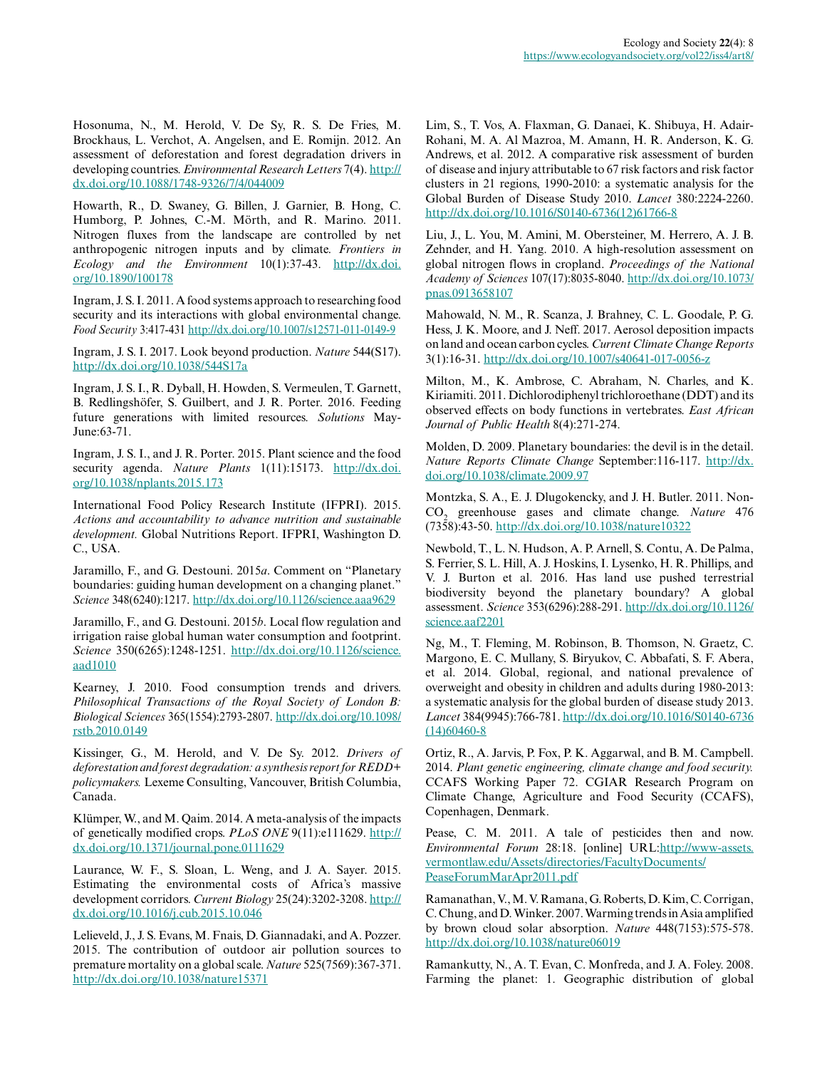Hosonuma, N., M. Herold, V. De Sy, R. S. De Fries, M. Brockhaus, L. Verchot, A. Angelsen, and E. Romijn. 2012. An assessment of deforestation and forest degradation drivers in developing countries. *Environmental Research Letters* 7(4). http://dx.doi.org/10.1088/1748-9326/7/4/044009

Howarth, R., D. Swaney, G. Billen, J. Garnier, B. Hong, C. Humborg, P. Johnes, C.-M. Mörth, and R. Marino. 2011. Nitrogen fluxes from the landscape are controlled by net anthropogenic nitrogen inputs and by climate. *Frontiers in Ecology and the Environment* 10(1):37-43. http://dx.doi.org/10.1890/100178

Ingram, J. S. I. 2011. A food systems approach to researching food security and its interactions with global environmental change. *Food Security* 3:417-431 http://dx.doi.org/10.1007/s12571-011-0149-9

Ingram, J. S. I. 2017. Look beyond production. *Nature* 544(S17). http://dx.doi.org/10.1038/544S17a

Ingram, J. S. I., R. Dyball, H. Howden, S. Vermeulen, T. Garnett, B. Redlingshöfer, S. Guilbert, and J. R. Porter. 2016. Feeding future generations with limited resources. *Solutions* May-June:63-71.

Ingram, J. S. I., and J. R. Porter. 2015. Plant science and the food security agenda. *Nature Plants* 1(11):15173. http://dx.doi.org/10.1038/nplants.2015.173

International Food Policy Research Institute (IFPRI). 2015. *Actions and accountability to advance nutrition and sustainable development.* Global Nutritions Report. IFPRI, Washington D. C., USA.

Jaramillo, F., and G. Destouni. 2015*a*. Comment on "Planetary boundaries: guiding human development on a changing planet." *Science* 348(6240):1217. http://dx.doi.org/10.1126/science.aaa9629

Jaramillo, F., and G. Destouni. 2015*b*. Local flow regulation and irrigation raise global human water consumption and footprint. *Science* 350(6265):1248-1251. http://dx.doi.org/10.1126/science.aad1010

Kearney, J. 2010. Food consumption trends and drivers. *Philosophical Transactions of the Royal Society of London B: Biological Sciences* 365(1554):2793-2807. http://dx.doi.org/10.1098/rstb.2010.0149

Kissinger, G., M. Herold, and V. De Sy. 2012. *Drivers of deforestation and forest degradation: a synthesis report for REDD+ policymakers.* Lexeme Consulting, Vancouver, British Columbia, Canada.

Klümper, W., and M. Qaim. 2014. A meta-analysis of the impacts of genetically modified crops. *PLoS ONE* 9(11):e111629. http://dx.doi.org/10.1371/journal.pone.0111629

Laurance, W. F., S. Sloan, L. Weng, and J. A. Sayer. 2015. Estimating the environmental costs of Africa's massive development corridors. *Current Biology* 25(24):3202-3208. http://dx.doi.org/10.1016/j.cub.2015.10.046

Lelieveld, J., J. S. Evans, M. Fnais, D. Giannadaki, and A. Pozzer. 2015. The contribution of outdoor air pollution sources to premature mortality on a global scale. *Nature* 525(7569):367-371. http://dx.doi.org/10.1038/nature15371

Lim, S., T. Vos, A. Flaxman, G. Danaei, K. Shibuya, H. Adair-Rohani, M. A. Al Mazroa, M. Amann, H. R. Anderson, K. G. Andrews, et al. 2012. A comparative risk assessment of burden of disease and injury attributable to 67 risk factors and risk factor clusters in 21 regions, 1990-2010: a systematic analysis for the Global Burden of Disease Study 2010. *Lancet* 380:2224-2260. http://dx.doi.org/10.1016/S0140-6736(12)61766-8

Liu, J., L. You, M. Amini, M. Obersteiner, M. Herrero, A. J. B. Zehnder, and H. Yang. 2010. A high-resolution assessment on global nitrogen flows in cropland. *Proceedings of the National Academy of Sciences* 107(17):8035-8040. http://dx.doi.org/10.1073/pnas.0913658107

Mahowald, N. M., R. Scanza, J. Brahney, C. L. Goodale, P. G. Hess, J. K. Moore, and J. Neff. 2017. Aerosol deposition impacts on land and ocean carbon cycles. *Current Climate Change Reports* 3(1):16-31. http://dx.doi.org/10.1007/s40641-017-0056-z

Milton, M., K. Ambrose, C. Abraham, N. Charles, and K. Kiriamiti. 2011. Dichlorodiphenyl trichloroethane (DDT) and its observed effects on body functions in vertebrates. *East African Journal of Public Health* 8(4):271-274.

Molden, D. 2009. Planetary boundaries: the devil is in the detail. *Nature Reports Climate Change* September:116-117. http://dx.doi.org/10.1038/climate.2009.97

Montzka, S. A., E. J. Dlugokencky, and J. H. Butler. 2011. Non-$CO_2$ greenhouse gases and climate change. *Nature* 476 (7358):43-50. http://dx.doi.org/10.1038/nature10322

Newbold, T., L. N. Hudson, A. P. Arnell, S. Contu, A. De Palma, S. Ferrier, S. L. Hill, A. J. Hoskins, I. Lysenko, H. R. Phillips, and V. J. Burton et al. 2016. Has land use pushed terrestrial biodiversity beyond the planetary boundary? A global assessment. *Science* 353(6296):288-291. http://dx.doi.org/10.1126/science.aaf2201

Ng, M., T. Fleming, M. Robinson, B. Thomson, N. Graetz, C. Margono, E. C. Mullany, S. Biryukov, C. Abbafati, S. F. Abera, et al. 2014. Global, regional, and national prevalence of overweight and obesity in children and adults during 1980-2013: a systematic analysis for the global burden of disease study 2013. *Lancet* 384(9945):766-781. http://dx.doi.org/10.1016/S0140-6736(14)60460-8

Ortiz, R., A. Jarvis, P. Fox, P. K. Aggarwal, and B. M. Campbell. 2014. *Plant genetic engineering, climate change and food security.* CCAFS Working Paper 72. CGIAR Research Program on Climate Change, Agriculture and Food Security (CCAFS), Copenhagen, Denmark.

Pease, C. M. 2011. A tale of pesticides then and now. *Environmental Forum* 28:18. [online] URL:http://www-assets.vermontlaw.edu/Assets/directories/FacultyDocuments/PeaseForumMarApr2011.pdf

Ramanathan, V., M. V. Ramana, G. Roberts, D. Kim, C. Corrigan, C. Chung, and D. Winker. 2007. Warming trends in Asia amplified by brown cloud solar absorption. *Nature* 448(7153):575-578. http://dx.doi.org/10.1038/nature06019

Ramankutty, N., A. T. Evan, C. Monfreda, and J. A. Foley. 2008. Farming the planet: 1. Geographic distribution of global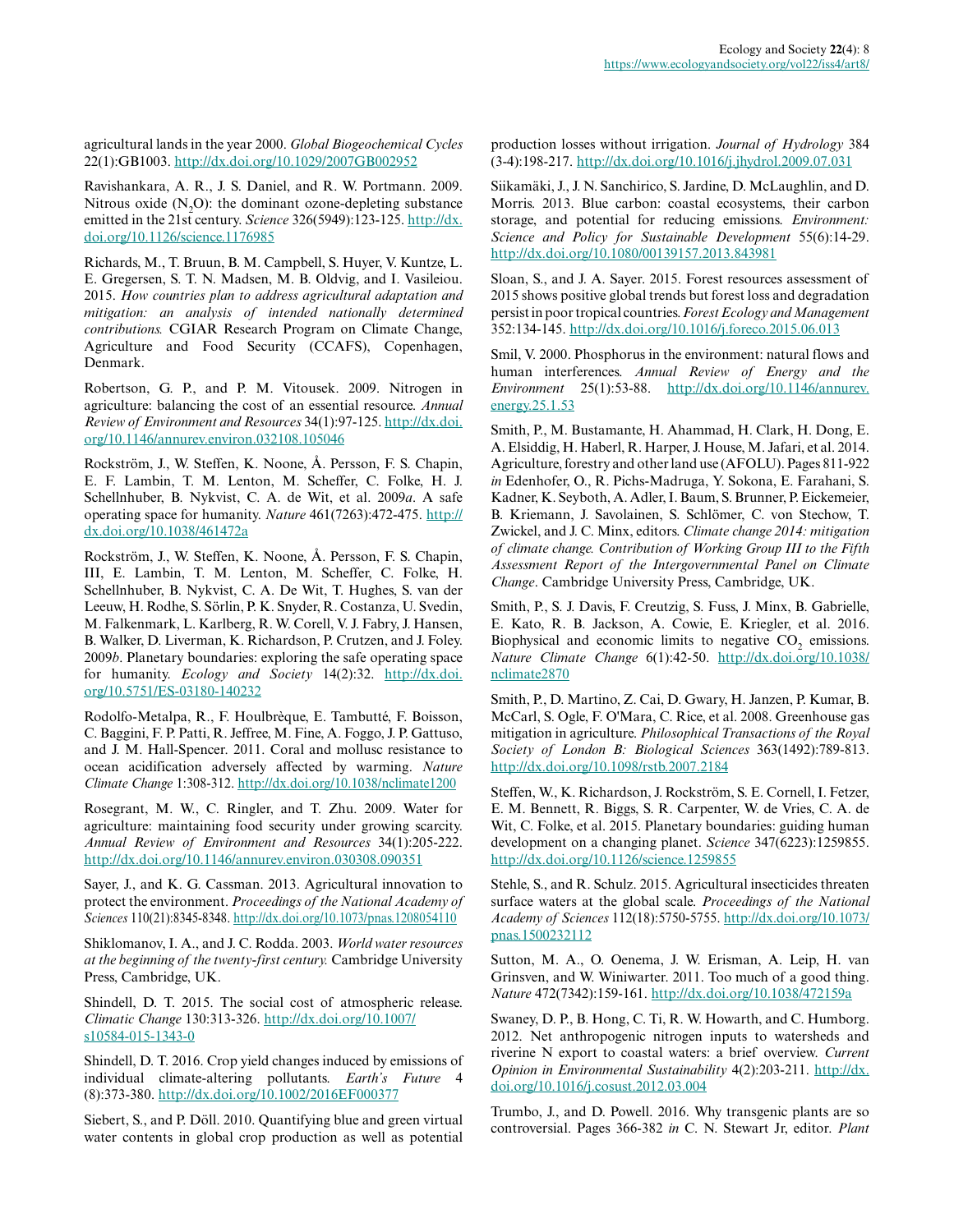agricultural lands in the year 2000. *Global Biogeochemical Cycles* 22(1):GB1003. http://dx.doi.org/10.1029/2007GB002952

Ravishankara, A. R., J. S. Daniel, and R. W. Portmann. 2009. Nitrous oxide ($N_2O$): the dominant ozone-depleting substance emitted in the 21st century. *Science* 326(5949):123-125. http://dx.doi.org/10.1126/science.1176985

Richards, M., T. Bruun, B. M. Campbell, S. Huyer, V. Kuntze, L. E. Gregersen, S. T. N. Madsen, M. B. Oldvig, and I. Vasileiou. 2015. *How countries plan to address agricultural adaptation and mitigation: an analysis of intended nationally determined contributions.* CGIAR Research Program on Climate Change, Agriculture and Food Security (CCAFS), Copenhagen, Denmark.

Robertson, G. P., and P. M. Vitousek. 2009. Nitrogen in agriculture: balancing the cost of an essential resource. *Annual Review of Environment and Resources* 34(1):97-125. http://dx.doi.org/10.1146/annurev.environ.032108.105046

Rockström, J., W. Steffen, K. Noone, Å. Persson, F. S. Chapin, E. F. Lambin, T. M. Lenton, M. Scheffer, C. Folke, H. J. Schellnhuber, B. Nykvist, C. A. de Wit, et al. 2009*a*. A safe operating space for humanity. *Nature* 461(7263):472-475. http://dx.doi.org/10.1038/461472a

Rockström, J., W. Steffen, K. Noone, Å. Persson, F. S. Chapin, III, E. Lambin, T. M. Lenton, M. Scheffer, C. Folke, H. Schellnhuber, B. Nykvist, C. A. De Wit, T. Hughes, S. van der Leeuw, H. Rodhe, S. Sörlin, P. K. Snyder, R. Costanza, U. Svedin, M. Falkenmark, L. Karlberg, R. W. Corell, V. J. Fabry, J. Hansen, B. Walker, D. Liverman, K. Richardson, P. Crutzen, and J. Foley. 2009*b*. Planetary boundaries: exploring the safe operating space for humanity. *Ecology and Society* 14(2):32. http://dx.doi.org/10.5751/ES-03180-140232

Rodolfo-Metalpa, R., F. Houlbrèque, E. Tambutté, F. Boisson, C. Baggini, F. P. Patti, R. Jeffree, M. Fine, A. Foggo, J. P. Gattuso, and J. M. Hall-Spencer. 2011. Coral and mollusc resistance to ocean acidification adversely affected by warming. *Nature Climate Change* 1:308-312. http://dx.doi.org/10.1038/nclimate1200

Rosegrant, M. W., C. Ringler, and T. Zhu. 2009. Water for agriculture: maintaining food security under growing scarcity. *Annual Review of Environment and Resources* 34(1):205-222. http://dx.doi.org/10.1146/annurev.environ.030308.090351

Sayer, J., and K. G. Cassman. 2013. Agricultural innovation to protect the environment. *Proceedings of the National Academy of Sciences* 110(21):8345-8348. http://dx.doi.org/10.1073/pnas.1208054110

Shiklomanov, I. A., and J. C. Rodda. 2003. *World water resources at the beginning of the twenty-first century.* Cambridge University Press, Cambridge, UK.

Shindell, D. T. 2015. The social cost of atmospheric release. *Climatic Change* 130:313-326. http://dx.doi.org/10.1007/s10584-015-1343-0

Shindell, D. T. 2016. Crop yield changes induced by emissions of individual climate-altering pollutants. *Earth's Future* 4 (8):373-380. http://dx.doi.org/10.1002/2016EF000377

Siebert, S., and P. Döll. 2010. Quantifying blue and green virtual water contents in global crop production as well as potential production losses without irrigation. *Journal of Hydrology* 384 (3-4):198-217. http://dx.doi.org/10.1016/j.jhydrol.2009.07.031

Siikamäki, J., J. N. Sanchirico, S. Jardine, D. McLaughlin, and D. Morris. 2013. Blue carbon: coastal ecosystems, their carbon storage, and potential for reducing emissions. *Environment: Science and Policy for Sustainable Development* 55(6):14-29. http://dx.doi.org/10.1080/00139157.2013.843981

Sloan, S., and J. A. Sayer. 2015. Forest resources assessment of 2015 shows positive global trends but forest loss and degradation persist in poor tropical countries. *Forest Ecology and Management* 352:134-145. http://dx.doi.org/10.1016/j.foreco.2015.06.013

Smil, V. 2000. Phosphorus in the environment: natural flows and human interferences. *Annual Review of Energy and the Environment* 25(1):53-88. http://dx.doi.org/10.1146/annurev.energy.25.1.53

Smith, P., M. Bustamante, H. Ahammad, H. Clark, H. Dong, E. A. Elsiddig, H. Haberl, R. Harper, J. House, M. Jafari, et al. 2014. Agriculture, forestry and other land use (AFOLU). Pages 811-922 *in* Edenhofer, O., R. Pichs-Madruga, Y. Sokona, E. Farahani, S. Kadner, K. Seyboth, A. Adler, I. Baum, S. Brunner, P. Eickemeier, B. Kriemann, J. Savolainen, S. Schlömer, C. von Stechow, T. Zwickel, and J. C. Minx, editors. *Climate change 2014: mitigation of climate change. Contribution of Working Group III to the Fifth Assessment Report of the Intergovernmental Panel on Climate Change*. Cambridge University Press, Cambridge, UK.

Smith, P., S. J. Davis, F. Creutzig, S. Fuss, J. Minx, B. Gabrielle, E. Kato, R. B. Jackson, A. Cowie, E. Kriegler, et al. 2016. Biophysical and economic limits to negative $CO_2$ emissions. *Nature Climate Change* 6(1):42-50. http://dx.doi.org/10.1038/nclimate2870

Smith, P., D. Martino, Z. Cai, D. Gwary, H. Janzen, P. Kumar, B. McCarl, S. Ogle, F. O'Mara, C. Rice, et al. 2008. Greenhouse gas mitigation in agriculture. *Philosophical Transactions of the Royal Society of London B: Biological Sciences* 363(1492):789-813. http://dx.doi.org/10.1098/rstb.2007.2184

Steffen, W., K. Richardson, J. Rockström, S. E. Cornell, I. Fetzer, E. M. Bennett, R. Biggs, S. R. Carpenter, W. de Vries, C. A. de Wit, C. Folke, et al. 2015. Planetary boundaries: guiding human development on a changing planet. *Science* 347(6223):1259855. http://dx.doi.org/10.1126/science.1259855

Stehle, S., and R. Schulz. 2015. Agricultural insecticides threaten surface waters at the global scale. *Proceedings of the National Academy of Sciences* 112(18):5750-5755. http://dx.doi.org/10.1073/pnas.1500232112

Sutton, M. A., O. Oenema, J. W. Erisman, A. Leip, H. van Grinsven, and W. Winiwarter. 2011. Too much of a good thing. *Nature* 472(7342):159-161. http://dx.doi.org/10.1038/472159a

Swaney, D. P., B. Hong, C. Ti, R. W. Howarth, and C. Humborg. 2012. Net anthropogenic nitrogen inputs to watersheds and riverine N export to coastal waters: a brief overview. *Current Opinion in Environmental Sustainability* 4(2):203-211. http://dx.doi.org/10.1016/j.cosust.2012.03.004

Trumbo, J., and D. Powell. 2016. Why transgenic plants are so controversial. Pages 366-382 *in* C. N. Stewart Jr, editor. *Plant*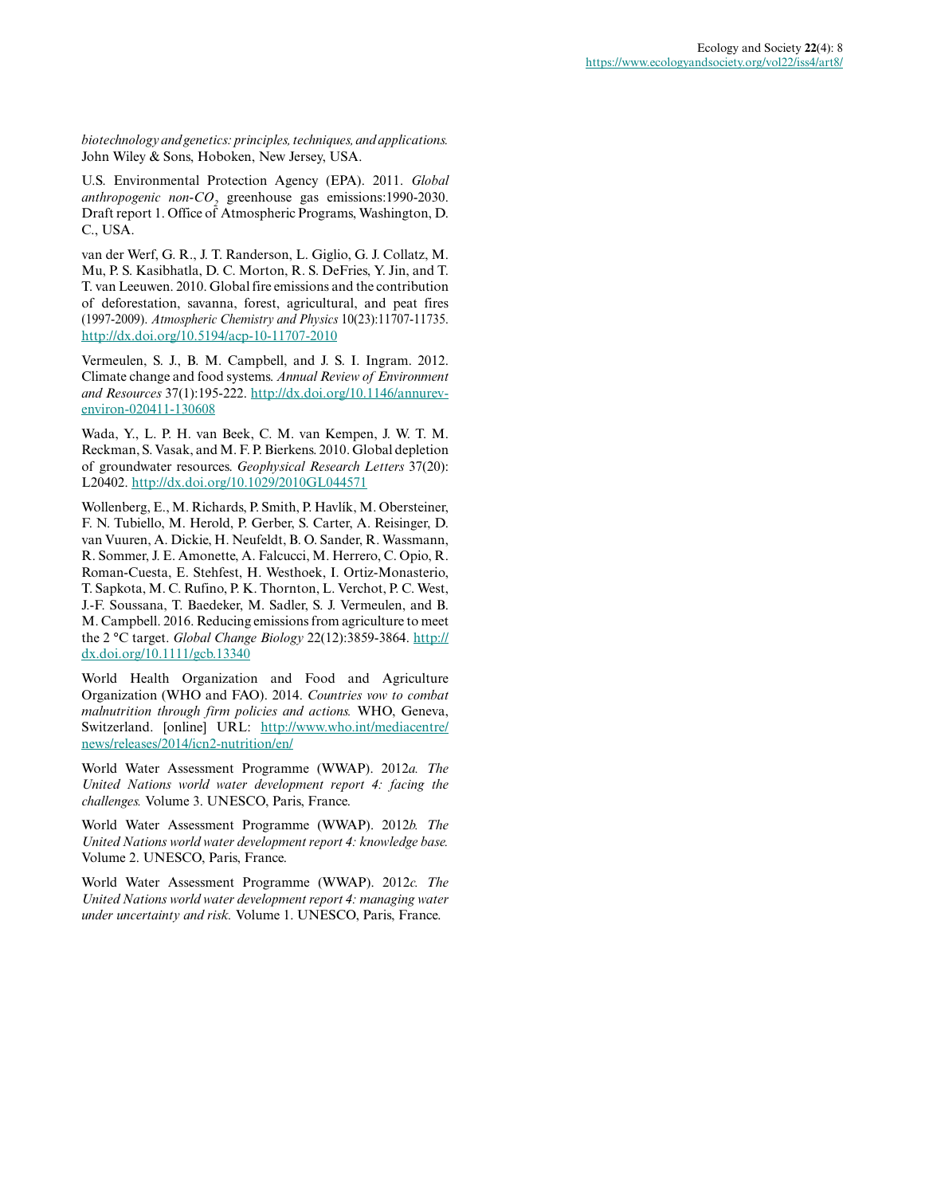*biotechnology and genetics: principles, techniques, and applications.* John Wiley & Sons, Hoboken, New Jersey, USA.

U.S. Environmental Protection Agency (EPA). 2011. *Global anthropogenic non-$CO_2$* greenhouse gas emissions:1990-2030. Draft report 1. Office of Atmospheric Programs, Washington, D. C., USA.

van der Werf, G. R., J. T. Randerson, L. Giglio, G. J. Collatz, M. Mu, P. S. Kasibhatla, D. C. Morton, R. S. DeFries, Y. Jin, and T. T. van Leeuwen. 2010. Global fire emissions and the contribution of deforestation, savanna, forest, agricultural, and peat fires (1997-2009). *Atmospheric Chemistry and Physics* 10(23):11707-11735. http://dx.doi.org/10.5194/acp-10-11707-2010

Vermeulen, S. J., B. M. Campbell, and J. S. I. Ingram. 2012. Climate change and food systems. *Annual Review of Environment and Resources* 37(1):195-222. http://dx.doi.org/10.1146/annurev-environ-020411-130608

Wada, Y., L. P. H. van Beek, C. M. van Kempen, J. W. T. M. Reckman, S. Vasak, and M. F. P. Bierkens. 2010. Global depletion of groundwater resources. *Geophysical Research Letters* 37(20): L20402. http://dx.doi.org/10.1029/2010GL044571

Wollenberg, E., M. Richards, P. Smith, P. Havlík, M. Obersteiner, F. N. Tubiello, M. Herold, P. Gerber, S. Carter, A. Reisinger, D. van Vuuren, A. Dickie, H. Neufeldt, B. O. Sander, R. Wassmann, R. Sommer, J. E. Amonette, A. Falcucci, M. Herrero, C. Opio, R. Roman-Cuesta, E. Stehfest, H. Westhoek, I. Ortiz-Monasterio, T. Sapkota, M. C. Rufino, P. K. Thornton, L. Verchot, P. C. West, J.-F. Soussana, T. Baedeker, M. Sadler, S. J. Vermeulen, and B. M. Campbell. 2016. Reducing emissions from agriculture to meet the 2 °C target. *Global Change Biology* 22(12):3859-3864. http://dx.doi.org/10.1111/gcb.13340

World Health Organization and Food and Agriculture Organization (WHO and FAO). 2014. *Countries vow to combat malnutrition through firm policies and actions.* WHO, Geneva, Switzerland. [online] URL: http://www.who.int/mediacentre/news/releases/2014/icn2-nutrition/en/

World Water Assessment Programme (WWAP). 2012*a*. *The United Nations world water development report 4: facing the challenges.* Volume 3. UNESCO, Paris, France.

World Water Assessment Programme (WWAP). 2012*b*. *The United Nations world water development report 4: knowledge base.* Volume 2. UNESCO, Paris, France.

World Water Assessment Programme (WWAP). 2012*c*. *The United Nations world water development report 4: managing water under uncertainty and risk.* Volume 1. UNESCO, Paris, France.